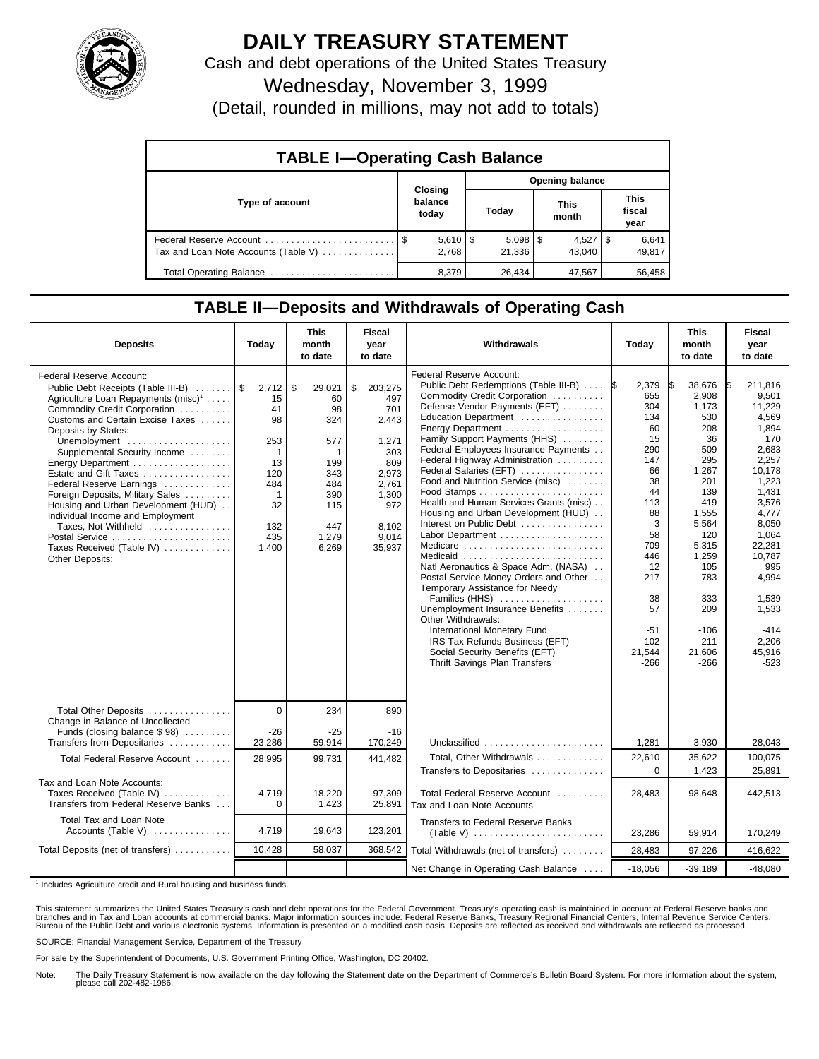# DAILY TREASURY STATEMENT

Cash and debt operations of the United States Treasury

Wednesday, November 3, 1999

(Detail, rounded in millions, may not add to totals)

## TABLE I—Operating Cash Balance

| Type of account | Closing balance today | Opening balance Today | Opening balance This month | Opening balance This fiscal year |
|---|---|---|---|---|
| Federal Reserve Account | $ 5,610 | $ 5,098 | $ 4,527 | $ 6,641 |
| Tax and Loan Note Accounts (Table V) | 2,768 | 21,336 | 43,040 | 49,817 |
| Total Operating Balance | 8,379 | 26,434 | 47,567 | 56,458 |

## TABLE II—Deposits and Withdrawals of Operating Cash

| Deposits | Today | This month to date | Fiscal year to date |
|---|---|---|---|
| Federal Reserve Account: | | | |
| Public Debt Receipts (Table III-B) | $ 2,712 | $ 29,021 | $ 203,275 |
| Agriculture Loan Repayments (misc)[1] | 15 | 60 | 497 |
| Commodity Credit Corporation | 41 | 98 | 701 |
| Customs and Certain Excise Taxes | 98 | 324 | 2,443 |
| Deposits by States: | | | |
| Unemployment | 253 | 577 | 1,271 |
| Supplemental Security Income | 1 | 1 | 303 |
| Energy Department | 13 | 199 | 809 |
| Estate and Gift Taxes | 120 | 343 | 2,973 |
| Federal Reserve Earnings | 484 | 484 | 2,761 |
| Foreign Deposits, Military Sales | 1 | 390 | 1,300 |
| Housing and Urban Development (HUD) | 32 | 115 | 972 |
| Individual Income and Employment Taxes, Not Withheld | 132 | 447 | 8,102 |
| Postal Service | 435 | 1,279 | 9,014 |
| Taxes Received (Table IV) | 1,400 | 6,269 | 35,937 |
| Other Deposits: | | | |
| Total Other Deposits | 0 | 234 | 890 |
| Change in Balance of Uncollected Funds (closing balance $ 98) | -26 | -25 | -16 |
| Transfers from Depositaries | 23,286 | 59,914 | 170,249 |
| Total Federal Reserve Account | 28,995 | 99,731 | 441,482 |
| Tax and Loan Note Accounts: | | | |
| Taxes Received (Table IV) | 4,719 | 18,220 | 97,309 |
| Transfers from Federal Reserve Banks | 0 | 1,423 | 25,891 |
| Total Tax and Loan Note Accounts (Table V) | 4,719 | 19,643 | 123,201 |
| Total Deposits (net of transfers) | 10,428 | 58,037 | 368,542 |

| Withdrawals | Today | This month to date | Fiscal year to date |
|---|---|---|---|
| Federal Reserve Account: | | | |
| Public Debt Redemptions (Table III-B) | $ 2,379 | $ 38,676 | $ 211,816 |
| Commodity Credit Corporation | 655 | 2,908 | 9,501 |
| Defense Vendor Payments (EFT) | 304 | 1,173 | 11,229 |
| Education Department | 134 | 530 | 4,569 |
| Energy Department | 60 | 208 | 1,894 |
| Family Support Payments (HHS) | 15 | 36 | 170 |
| Federal Employees Insurance Payments | 290 | 509 | 2,683 |
| Federal Highway Administration | 147 | 295 | 2,257 |
| Federal Salaries (EFT) | 66 | 1,267 | 10,178 |
| Food and Nutrition Service (misc) | 38 | 201 | 1,223 |
| Food Stamps | 44 | 139 | 1,431 |
| Health and Human Services Grants (misc) | 113 | 419 | 3,576 |
| Housing and Urban Development (HUD) | 88 | 1,555 | 4,777 |
| Interest on Public Debt | 3 | 5,564 | 8,050 |
| Labor Department | 58 | 120 | 1,064 |
| Medicare | 709 | 5,315 | 22,281 |
| Medicaid | 446 | 1,259 | 10,787 |
| Natl Aeronautics & Space Adm. (NASA) | 12 | 105 | 995 |
| Postal Service Money Orders and Other | 217 | 783 | 4,994 |
| Temporary Assistance for Needy Families (HHS) | 38 | 333 | 1,539 |
| Unemployment Insurance Benefits | 57 | 209 | 1,533 |
| Other Withdrawals: | | | |
| International Monetary Fund | -51 | -106 | -414 |
| IRS Tax Refunds Business (EFT) | 102 | 211 | 2,206 |
| Social Security Benefits (EFT) | 21,544 | 21,606 | 45,916 |
| Thrift Savings Plan Transfers | -266 | -266 | -523 |
| Unclassified | 1,281 | 3,930 | 28,043 |
| Total, Other Withdrawals | 22,610 | 35,622 | 100,075 |
| Transfers to Depositaries | 0 | 1,423 | 25,891 |
| Total Federal Reserve Account | 28,483 | 98,648 | 442,513 |
| Tax and Loan Note Accounts | | | |
| Transfers to Federal Reserve Banks (Table V) | 23,286 | 59,914 | 170,249 |
| Total Withdrawals (net of transfers) | 28,483 | 97,226 | 416,622 |
| Net Change in Operating Cash Balance | -18,056 | -39,189 | -48,080 |

[1] Includes Agriculture credit and Rural housing and business funds.

This statement summarizes the United States Treasury's cash and debt operations for the Federal Government. Treasury's operating cash is maintained in account at Federal Reserve banks and branches and in Tax and Loan accounts at commercial banks. Major information sources include: Federal Reserve Banks, Treasury Regional Financial Centers, Internal Revenue Service Centers, Bureau of the Public Debt and various electronic systems. Information is presented on a modified cash basis. Deposits are reflected as received and withdrawals are reflected as processed.

SOURCE: Financial Management Service, Department of the Treasury

For sale by the Superintendent of Documents, U.S. Government Printing Office, Washington, DC 20402.

Note: The Daily Treasury Statement is now available on the day following the Statement date on the Department of Commerce's Bulletin Board System. For more information about the system, please call 202-482-1986.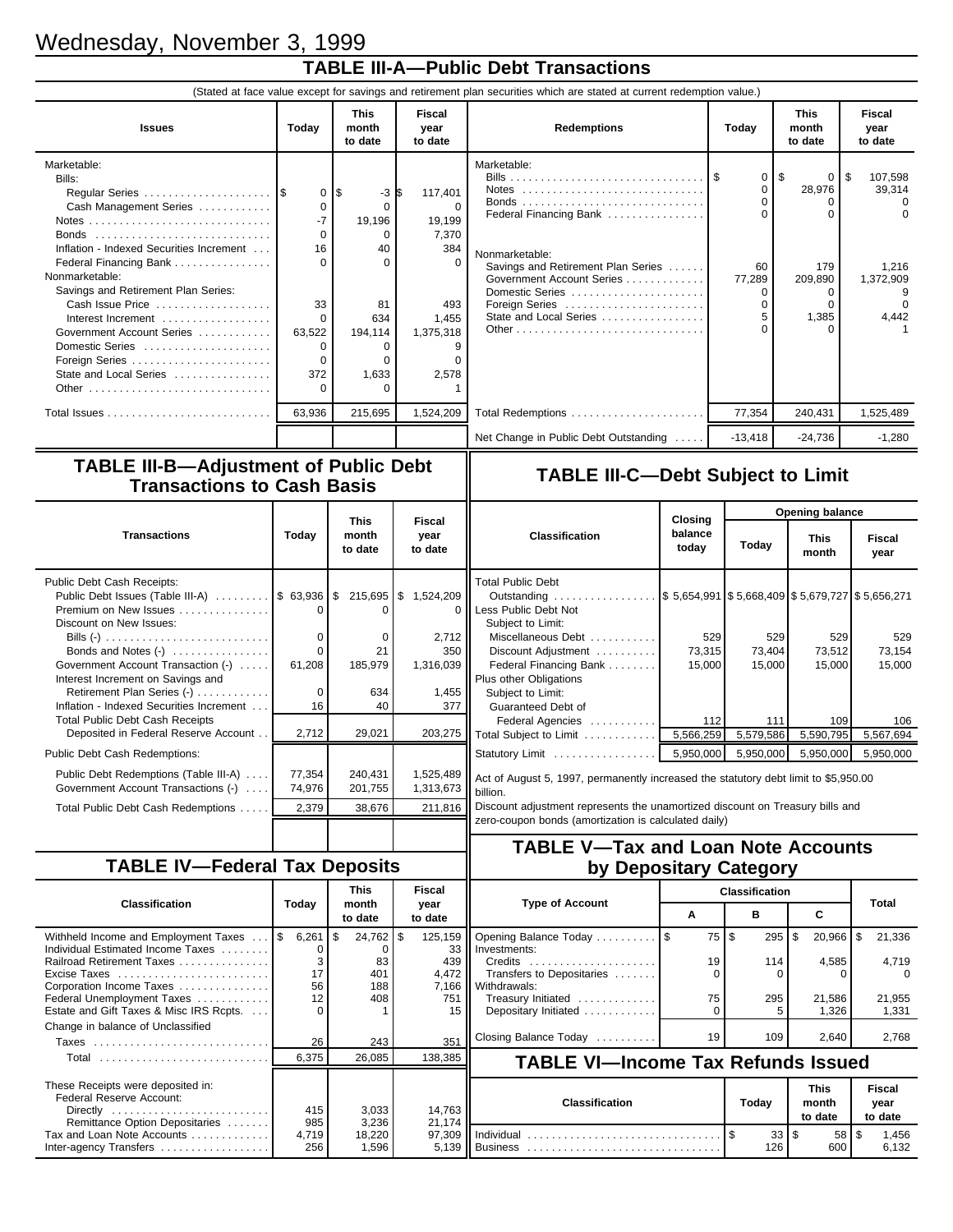Wednesday, November 3, 1999

## TABLE III-A—Public Debt Transactions

(Stated at face value except for savings and retirement plan securities which are stated at current redemption value.)

| Issues | Today | This month to date | Fiscal year to date |
|---|---|---|---|
| Marketable: | | | |
| Bills: | | | |
| Regular Series | $ 0 | $ -3 | $ 117,401 |
| Cash Management Series | 0 | 0 | 0 |
| Notes | -7 | 19,196 | 19,199 |
| Bonds | 0 | 0 | 7,370 |
| Inflation - Indexed Securities Increment | 16 | 40 | 384 |
| Federal Financing Bank | 0 | 0 | 0 |
| Nonmarketable: | | | |
| Savings and Retirement Plan Series: | | | |
| Cash Issue Price | 33 | 81 | 493 |
| Interest Increment | 0 | 634 | 1,455 |
| Government Account Series | 63,522 | 194,114 | 1,375,318 |
| Domestic Series | 0 | 0 | 9 |
| Foreign Series | 0 | 0 | 0 |
| State and Local Series | 372 | 1,633 | 2,578 |
| Other | 0 | 0 | 1 |
| Total Issues | 63,936 | 215,695 | 1,524,209 |

| Redemptions | Today | This month to date | Fiscal year to date |
|---|---|---|---|
| Marketable: | | | |
| Bills | $ 0 | $ 0 | $ 107,598 |
| Notes | 0 | 28,976 | 39,314 |
| Bonds | 0 | 0 | 0 |
| Federal Financing Bank | 0 | 0 | 0 |
| Nonmarketable: | | | |
| Savings and Retirement Plan Series | 60 | 179 | 1,216 |
| Government Account Series | 77,289 | 209,890 | 1,372,909 |
| Domestic Series | 0 | 0 | 9 |
| Foreign Series | 0 | 0 | 0 |
| State and Local Series | 5 | 1,385 | 4,442 |
| Other | 0 | 0 | 1 |
| Total Redemptions | 77,354 | 240,431 | 1,525,489 |
| Net Change in Public Debt Outstanding | -13,418 | -24,736 | -1,280 |

## TABLE III-B—Adjustment of Public Debt Transactions to Cash Basis

| Transactions | Today | This month to date | Fiscal year to date |
|---|---|---|---|
| Public Debt Cash Receipts: | | | |
| Public Debt Issues (Table III-A) | $ 63,936 | $ 215,695 | $ 1,524,209 |
| Premium on New Issues | 0 | 0 | 0 |
| Discount on New Issues: | | | |
| Bills (-) | 0 | 0 | 2,712 |
| Bonds and Notes (-) | 0 | 21 | 350 |
| Government Account Transaction (-) | 61,208 | 185,979 | 1,316,039 |
| Interest Increment on Savings and Retirement Plan Series (-) | 0 | 634 | 1,455 |
| Inflation - Indexed Securities Increment | 16 | 40 | 377 |
| Total Public Debt Cash Receipts Deposited in Federal Reserve Account | 2,712 | 29,021 | 203,275 |
| Public Debt Cash Redemptions: | | | |
| Public Debt Redemptions (Table III-A) | 77,354 | 240,431 | 1,525,489 |
| Government Account Transactions (-) | 74,976 | 201,755 | 1,313,673 |
| Total Public Debt Cash Redemptions | 2,379 | 38,676 | 211,816 |

## TABLE III-C—Debt Subject to Limit

| Classification | Closing balance today | Opening balance | | |
|---|---|---|---|---|
| | | Today | This month | Fiscal year |
| Total Public Debt Outstanding | $ 5,654,991 | $ 5,668,409 | $ 5,679,727 | $ 5,656,271 |
| Less Public Debt Not Subject to Limit: | | | | |
| Miscellaneous Debt | 529 | 529 | 529 | 529 |
| Discount Adjustment | 73,315 | 73,404 | 73,512 | 73,154 |
| Federal Financing Bank | 15,000 | 15,000 | 15,000 | 15,000 |
| Plus other Obligations Subject to Limit: | | | | |
| Guaranteed Debt of Federal Agencies | 112 | 111 | 109 | 106 |
| Total Subject to Limit | 5,566,259 | 5,579,586 | 5,590,795 | 5,567,694 |
| Statutory Limit | 5,950,000 | 5,950,000 | 5,950,000 | 5,950,000 |

Act of August 5, 1997, permanently increased the statutory debt limit to $5,950.00 billion.

Discount adjustment represents the unamortized discount on Treasury bills and zero-coupon bonds (amortization is calculated daily)

## TABLE IV—Federal Tax Deposits

| Classification | Today | This month to date | Fiscal year to date |
|---|---|---|---|
| Withheld Income and Employment Taxes | $ 6,261 | $ 24,762 | $ 125,159 |
| Individual Estimated Income Taxes | 0 | 0 | 33 |
| Railroad Retirement Taxes | 3 | 83 | 439 |
| Excise Taxes | 17 | 401 | 4,472 |
| Corporation Income Taxes | 56 | 188 | 7,166 |
| Federal Unemployment Taxes | 12 | 408 | 751 |
| Estate and Gift Taxes & Misc IRS Rcpts. | 0 | 1 | 15 |
| Change in balance of Unclassified Taxes | 26 | 243 | 351 |
| Total | 6,375 | 26,085 | 138,385 |
| These Receipts were deposited in: | | | |
| Federal Reserve Account: | | | |
| Directly | 415 | 3,033 | 14,763 |
| Remittance Option Depositaries | 985 | 3,236 | 21,174 |
| Tax and Loan Note Accounts | 4,719 | 18,220 | 97,309 |
| Inter-agency Transfers | 256 | 1,596 | 5,139 |

## TABLE V—Tax and Loan Note Accounts by Depositary Category

| Type of Account | Classification | | | Total |
|---|---|---|---|---|
| | A | B | C | |
| Opening Balance Today | $ 75 | $ 295 | $ 20,966 | $ 21,336 |
| Investments: | | | | |
| Credits | 19 | 114 | 4,585 | 4,719 |
| Transfers to Depositaries | 0 | 0 | 0 | 0 |
| Withdrawals: | | | | |
| Treasury Initiated | 75 | 295 | 21,586 | 21,955 |
| Depositary Initiated | 0 | 5 | 1,326 | 1,331 |
| Closing Balance Today | 19 | 109 | 2,640 | 2,768 |

## TABLE VI—Income Tax Refunds Issued

| Classification | Today | This month to date | Fiscal year to date |
|---|---|---|---|
| Individual | $ 33 | $ 58 | $ 1,456 |
| Business | 126 | 600 | 6,132 |